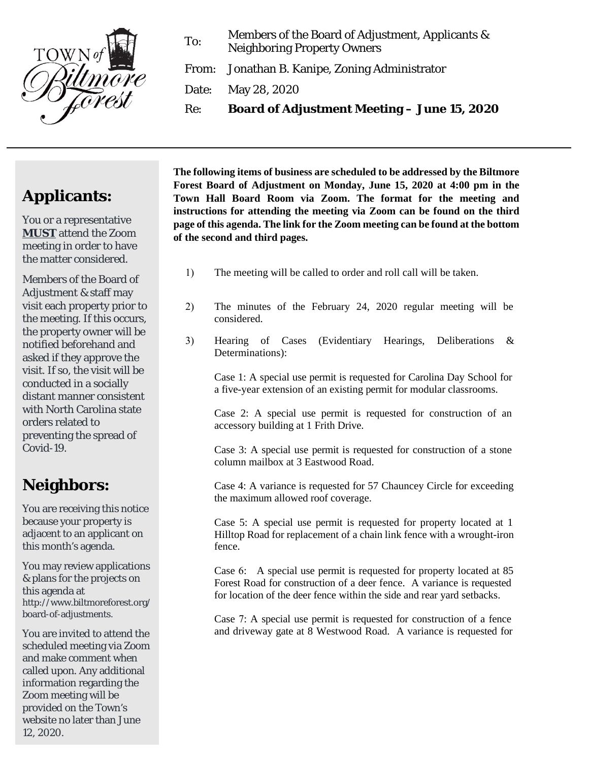TOWN of Biltmore Forest

| | |
|---|---|
| To: | Members of the Board of Adjustment, Applicants & Neighboring Property Owners |
| From: | Jonathan B. Kanipe, Zoning Administrator |
| Date: | May 28, 2020 |
| Re: | **Board of Adjustment Meeting – June 15, 2020** |

---

## Applicants:

You or a representative **MUST** attend the Zoom meeting in order to have the matter considered.

Members of the Board of Adjustment & staff may visit each property prior to the meeting. If this occurs, the property owner will be notified beforehand and asked if they approve the visit. If so, the visit will be conducted in a socially distant manner consistent with North Carolina state orders related to preventing the spread of Covid-19.

## Neighbors:

You are receiving this notice because your property is adjacent to an applicant on this month's agenda.

You may review applications & plans for the projects on this agenda at http://www.biltmoreforest.org/board-of-adjustments.

You are invited to attend the scheduled meeting via Zoom and make comment when called upon. Any additional information regarding the Zoom meeting will be provided on the Town's website no later than June 12, 2020.

---

**The following items of business are scheduled to be addressed by the Biltmore Forest Board of Adjustment on Monday, June 15, 2020 at 4:00 pm in the Town Hall Board Room via Zoom. The format for the meeting and instructions for attending the meeting via Zoom can be found on the third page of this agenda. The link for the Zoom meeting can be found at the bottom of the second and third pages.**

1) The meeting will be called to order and roll call will be taken.

2) The minutes of the February 24, 2020 regular meeting will be considered.

3) Hearing of Cases (Evidentiary Hearings, Deliberations & Determinations):

   Case 1: A special use permit is requested for Carolina Day School for a five-year extension of an existing permit for modular classrooms.

   Case 2: A special use permit is requested for construction of an accessory building at 1 Frith Drive.

   Case 3: A special use permit is requested for construction of a stone column mailbox at 3 Eastwood Road.

   Case 4: A variance is requested for 57 Chauncey Circle for exceeding the maximum allowed roof coverage.

   Case 5: A special use permit is requested for property located at 1 Hilltop Road for replacement of a chain link fence with a wrought-iron fence.

   Case 6: A special use permit is requested for property located at 85 Forest Road for construction of a deer fence. A variance is requested for location of the deer fence within the side and rear yard setbacks.

   Case 7: A special use permit is requested for construction of a fence and driveway gate at 8 Westwood Road. A variance is requested for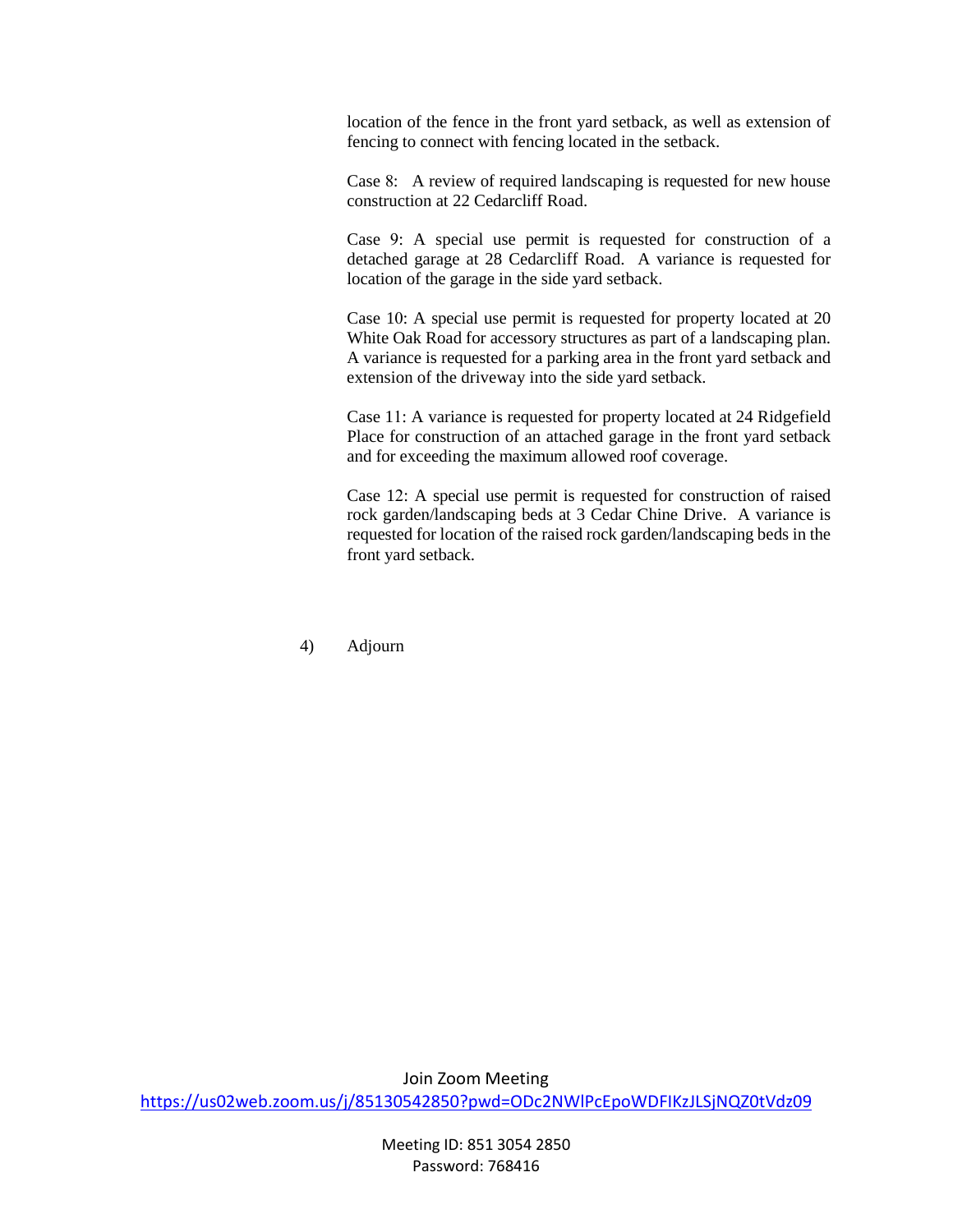location of the fence in the front yard setback, as well as extension of fencing to connect with fencing located in the setback.

Case 8: A review of required landscaping is requested for new house construction at 22 Cedarcliff Road.

Case 9: A special use permit is requested for construction of a detached garage at 28 Cedarcliff Road. A variance is requested for location of the garage in the side yard setback.

Case 10: A special use permit is requested for property located at 20 White Oak Road for accessory structures as part of a landscaping plan. A variance is requested for a parking area in the front yard setback and extension of the driveway into the side yard setback.

Case 11: A variance is requested for property located at 24 Ridgefield Place for construction of an attached garage in the front yard setback and for exceeding the maximum allowed roof coverage.

Case 12: A special use permit is requested for construction of raised rock garden/landscaping beds at 3 Cedar Chine Drive. A variance is requested for location of the raised rock garden/landscaping beds in the front yard setback.

4) Adjourn

Join Zoom Meeting
https://us02web.zoom.us/j/85130542850?pwd=ODc2NWlPcEpoWDFIKzJLSjNQZ0tVdz09

Meeting ID: 851 3054 2850
Password: 768416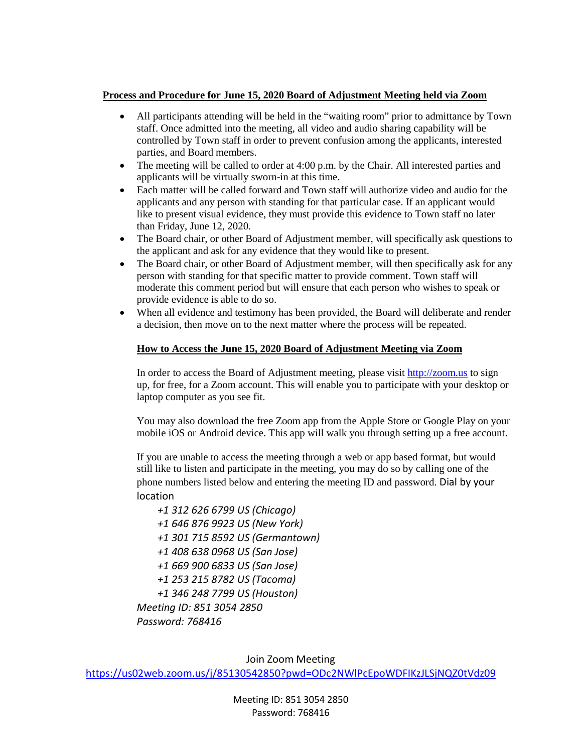**Process and Procedure for June 15, 2020 Board of Adjustment Meeting held via Zoom**

- All participants attending will be held in the "waiting room" prior to admittance by Town staff. Once admitted into the meeting, all video and audio sharing capability will be controlled by Town staff in order to prevent confusion among the applicants, interested parties, and Board members.
- The meeting will be called to order at 4:00 p.m. by the Chair. All interested parties and applicants will be virtually sworn-in at this time.
- Each matter will be called forward and Town staff will authorize video and audio for the applicants and any person with standing for that particular case. If an applicant would like to present visual evidence, they must provide this evidence to Town staff no later than Friday, June 12, 2020.
- The Board chair, or other Board of Adjustment member, will specifically ask questions to the applicant and ask for any evidence that they would like to present.
- The Board chair, or other Board of Adjustment member, will then specifically ask for any person with standing for that specific matter to provide comment. Town staff will moderate this comment period but will ensure that each person who wishes to speak or provide evidence is able to do so.
- When all evidence and testimony has been provided, the Board will deliberate and render a decision, then move on to the next matter where the process will be repeated.

**How to Access the June 15, 2020 Board of Adjustment Meeting via Zoom**

In order to access the Board of Adjustment meeting, please visit http://zoom.us to sign up, for free, for a Zoom account. This will enable you to participate with your desktop or laptop computer as you see fit.

You may also download the free Zoom app from the Apple Store or Google Play on your mobile iOS or Android device. This app will walk you through setting up a free account.

If you are unable to access the meeting through a web or app based format, but would still like to listen and participate in the meeting, you may do so by calling one of the phone numbers listed below and entering the meeting ID and password. Dial by your location

*+1 312 626 6799 US (Chicago)*
*+1 646 876 9923 US (New York)*
*+1 301 715 8592 US (Germantown)*
*+1 408 638 0968 US (San Jose)*
*+1 669 900 6833 US (San Jose)*
*+1 253 215 8782 US (Tacoma)*
*+1 346 248 7799 US (Houston)*
*Meeting ID: 851 3054 2850*
*Password: 768416*

Join Zoom Meeting
https://us02web.zoom.us/j/85130542850?pwd=ODc2NWlPcEpoWDFIKzJLSjNQZ0tVdz09

Meeting ID: 851 3054 2850
Password: 768416